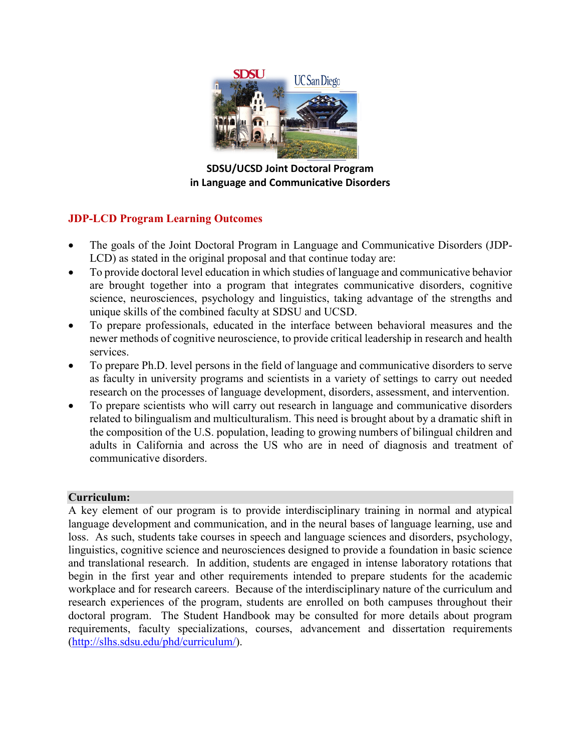**SDSU/UCSD Joint Doctoral Program**
**in Language and Communicative Disorders**

## JDP-LCD Program Learning Outcomes

- The goals of the Joint Doctoral Program in Language and Communicative Disorders (JDP-LCD) as stated in the original proposal and that continue today are:
- To provide doctoral level education in which studies of language and communicative behavior are brought together into a program that integrates communicative disorders, cognitive science, neurosciences, psychology and linguistics, taking advantage of the strengths and unique skills of the combined faculty at SDSU and UCSD.
- To prepare professionals, educated in the interface between behavioral measures and the newer methods of cognitive neuroscience, to provide critical leadership in research and health services.
- To prepare Ph.D. level persons in the field of language and communicative disorders to serve as faculty in university programs and scientists in a variety of settings to carry out needed research on the processes of language development, disorders, assessment, and intervention.
- To prepare scientists who will carry out research in language and communicative disorders related to bilingualism and multiculturalism. This need is brought about by a dramatic shift in the composition of the U.S. population, leading to growing numbers of bilingual children and adults in California and across the US who are in need of diagnosis and treatment of communicative disorders.

### Curriculum:

A key element of our program is to provide interdisciplinary training in normal and atypical language development and communication, and in the neural bases of language learning, use and loss. As such, students take courses in speech and language sciences and disorders, psychology, linguistics, cognitive science and neurosciences designed to provide a foundation in basic science and translational research. In addition, students are engaged in intense laboratory rotations that begin in the first year and other requirements intended to prepare students for the academic workplace and for research careers. Because of the interdisciplinary nature of the curriculum and research experiences of the program, students are enrolled on both campuses throughout their doctoral program. The Student Handbook may be consulted for more details about program requirements, faculty specializations, courses, advancement and dissertation requirements (http://slhs.sdsu.edu/phd/curriculum/).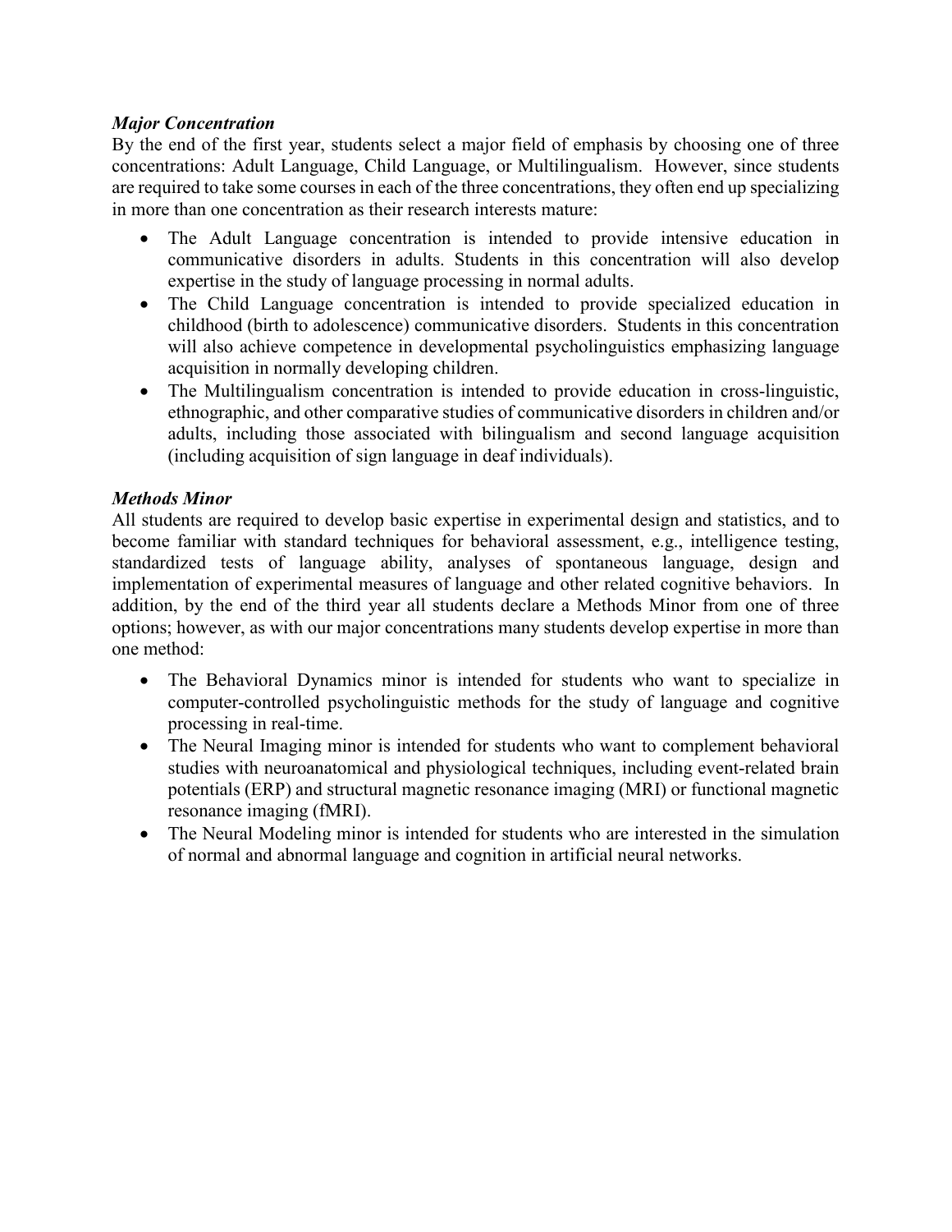***Major Concentration***

By the end of the first year, students select a major field of emphasis by choosing one of three concentrations: Adult Language, Child Language, or Multilingualism. However, since students are required to take some courses in each of the three concentrations, they often end up specializing in more than one concentration as their research interests mature:

- The Adult Language concentration is intended to provide intensive education in communicative disorders in adults. Students in this concentration will also develop expertise in the study of language processing in normal adults.
- The Child Language concentration is intended to provide specialized education in childhood (birth to adolescence) communicative disorders. Students in this concentration will also achieve competence in developmental psycholinguistics emphasizing language acquisition in normally developing children.
- The Multilingualism concentration is intended to provide education in cross-linguistic, ethnographic, and other comparative studies of communicative disorders in children and/or adults, including those associated with bilingualism and second language acquisition (including acquisition of sign language in deaf individuals).

***Methods Minor***

All students are required to develop basic expertise in experimental design and statistics, and to become familiar with standard techniques for behavioral assessment, e.g., intelligence testing, standardized tests of language ability, analyses of spontaneous language, design and implementation of experimental measures of language and other related cognitive behaviors. In addition, by the end of the third year all students declare a Methods Minor from one of three options; however, as with our major concentrations many students develop expertise in more than one method:

- The Behavioral Dynamics minor is intended for students who want to specialize in computer-controlled psycholinguistic methods for the study of language and cognitive processing in real-time.
- The Neural Imaging minor is intended for students who want to complement behavioral studies with neuroanatomical and physiological techniques, including event-related brain potentials (ERP) and structural magnetic resonance imaging (MRI) or functional magnetic resonance imaging (fMRI).
- The Neural Modeling minor is intended for students who are interested in the simulation of normal and abnormal language and cognition in artificial neural networks.